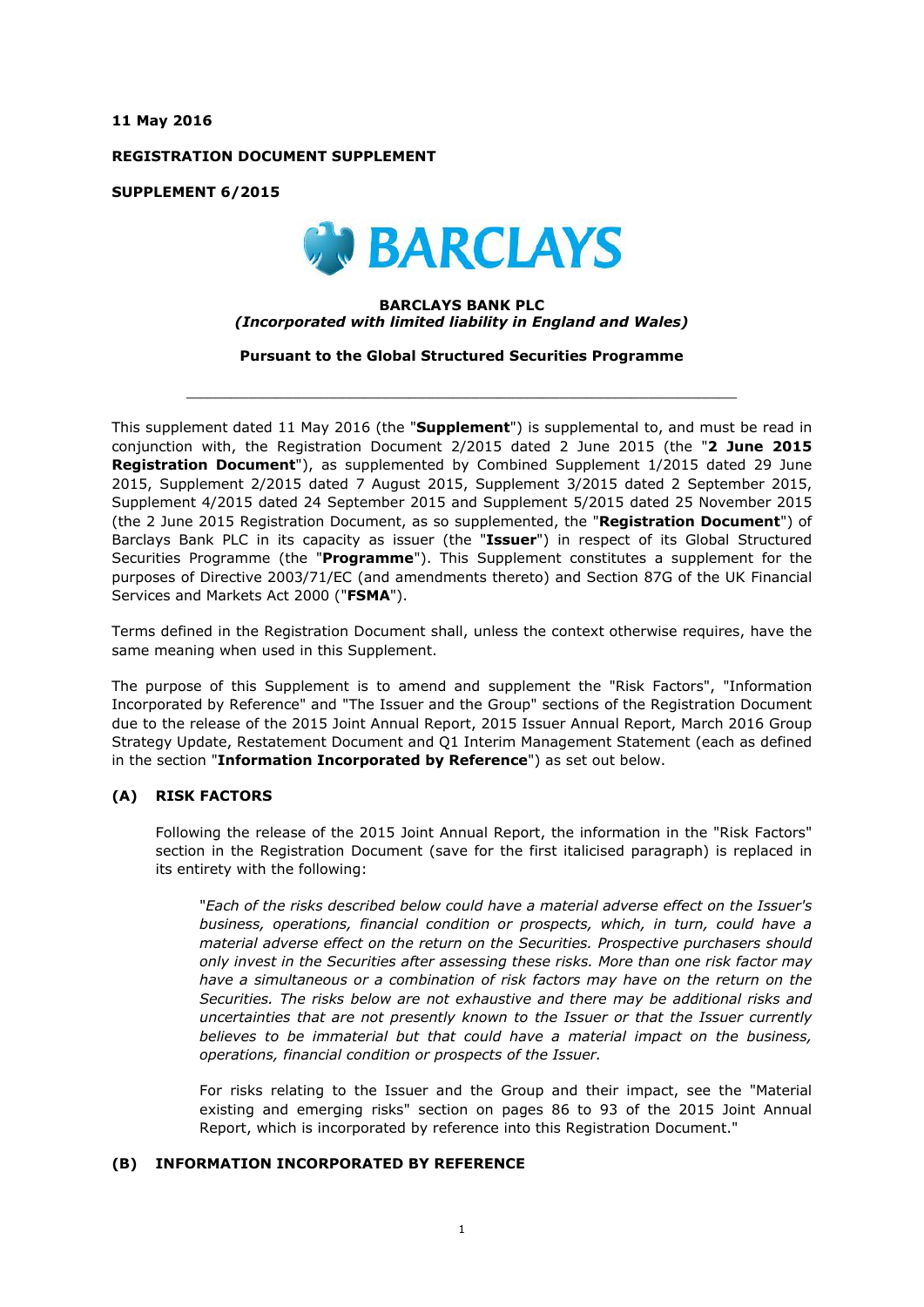**11 May 2016**

**REGISTRATION DOCUMENT SUPPLEMENT**

**SUPPLEMENT 6/2015**

**BARCLAYS BANK PLC**
***(Incorporated with limited liability in England and Wales)***

**Pursuant to the Global Structured Securities Programme**

---

This supplement dated 11 May 2016 (the "**Supplement**") is supplemental to, and must be read in conjunction with, the Registration Document 2/2015 dated 2 June 2015 (the "**2 June 2015 Registration Document**"), as supplemented by Combined Supplement 1/2015 dated 29 June 2015, Supplement 2/2015 dated 7 August 2015, Supplement 3/2015 dated 2 September 2015, Supplement 4/2015 dated 24 September 2015 and Supplement 5/2015 dated 25 November 2015 (the 2 June 2015 Registration Document, as so supplemented, the "**Registration Document**") of Barclays Bank PLC in its capacity as issuer (the "**Issuer**") in respect of its Global Structured Securities Programme (the "**Programme**"). This Supplement constitutes a supplement for the purposes of Directive 2003/71/EC (and amendments thereto) and Section 87G of the UK Financial Services and Markets Act 2000 ("**FSMA**").

Terms defined in the Registration Document shall, unless the context otherwise requires, have the same meaning when used in this Supplement.

The purpose of this Supplement is to amend and supplement the "Risk Factors", "Information Incorporated by Reference" and "The Issuer and the Group" sections of the Registration Document due to the release of the 2015 Joint Annual Report, 2015 Issuer Annual Report, March 2016 Group Strategy Update, Restatement Document and Q1 Interim Management Statement (each as defined in the section "**Information Incorporated by Reference**") as set out below.

## (A) RISK FACTORS

Following the release of the 2015 Joint Annual Report, the information in the "Risk Factors" section in the Registration Document (save for the first italicised paragraph) is replaced in its entirety with the following:

> "*Each of the risks described below could have a material adverse effect on the Issuer's business, operations, financial condition or prospects, which, in turn, could have a material adverse effect on the return on the Securities. Prospective purchasers should only invest in the Securities after assessing these risks. More than one risk factor may have a simultaneous or a combination of risk factors may have on the return on the Securities. The risks below are not exhaustive and there may be additional risks and uncertainties that are not presently known to the Issuer or that the Issuer currently believes to be immaterial but that could have a material impact on the business, operations, financial condition or prospects of the Issuer.*
>
> For risks relating to the Issuer and the Group and their impact, see the "Material existing and emerging risks" section on pages 86 to 93 of the 2015 Joint Annual Report, which is incorporated by reference into this Registration Document."

## (B) INFORMATION INCORPORATED BY REFERENCE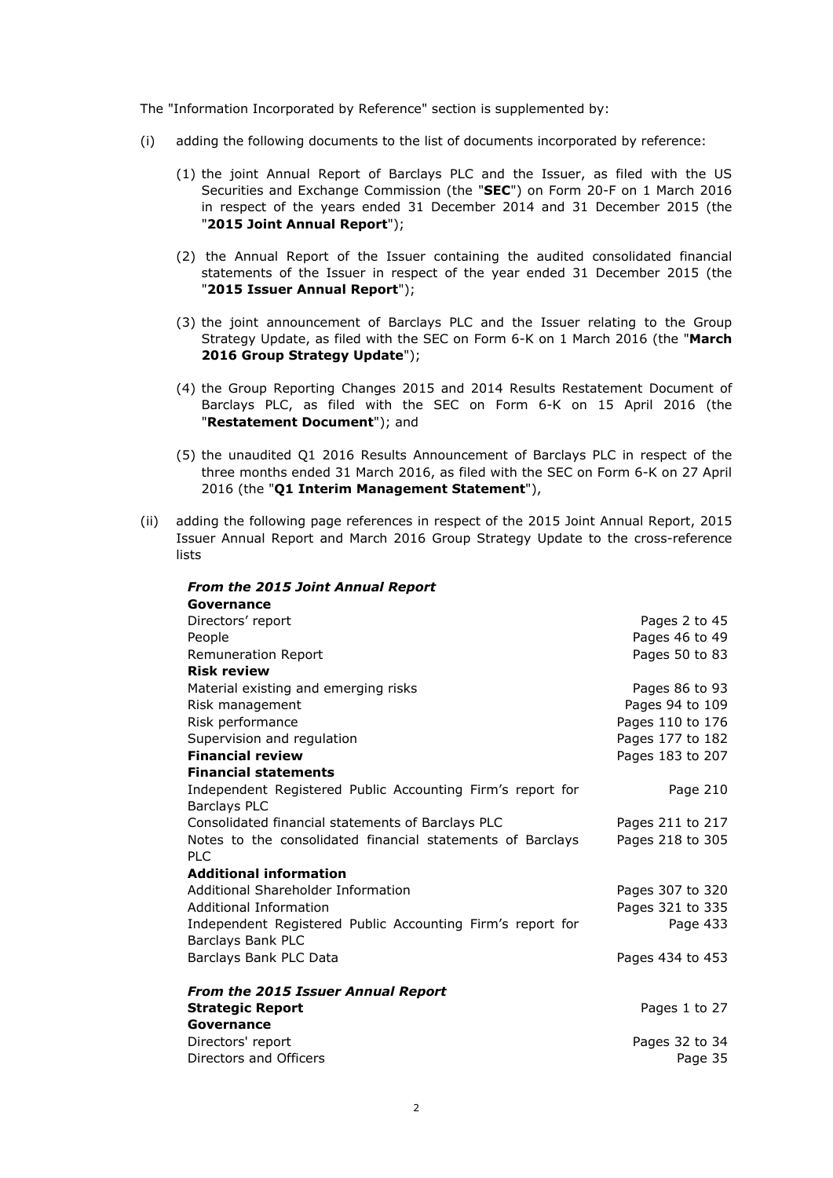The "Information Incorporated by Reference" section is supplemented by:

(i) adding the following documents to the list of documents incorporated by reference:

(1) the joint Annual Report of Barclays PLC and the Issuer, as filed with the US Securities and Exchange Commission (the "**SEC**") on Form 20-F on 1 March 2016 in respect of the years ended 31 December 2014 and 31 December 2015 (the "**2015 Joint Annual Report**");

(2) the Annual Report of the Issuer containing the audited consolidated financial statements of the Issuer in respect of the year ended 31 December 2015 (the "**2015 Issuer Annual Report**");

(3) the joint announcement of Barclays PLC and the Issuer relating to the Group Strategy Update, as filed with the SEC on Form 6-K on 1 March 2016 (the "**March 2016 Group Strategy Update**");

(4) the Group Reporting Changes 2015 and 2014 Results Restatement Document of Barclays PLC, as filed with the SEC on Form 6-K on 15 April 2016 (the "**Restatement Document**"); and

(5) the unaudited Q1 2016 Results Announcement of Barclays PLC in respect of the three months ended 31 March 2016, as filed with the SEC on Form 6-K on 27 April 2016 (the "**Q1 Interim Management Statement**"),

(ii) adding the following page references in respect of the 2015 Joint Annual Report, 2015 Issuer Annual Report and March 2016 Group Strategy Update to the cross-reference lists

| | |
|---|---|
| ***From the 2015 Joint Annual Report*** | |
| **Governance** | |
| Directors' report | Pages 2 to 45 |
| People | Pages 46 to 49 |
| Remuneration Report | Pages 50 to 83 |
| **Risk review** | |
| Material existing and emerging risks | Pages 86 to 93 |
| Risk management | Pages 94 to 109 |
| Risk performance | Pages 110 to 176 |
| Supervision and regulation | Pages 177 to 182 |
| **Financial review** | Pages 183 to 207 |
| **Financial statements** | |
| Independent Registered Public Accounting Firm's report for Barclays PLC | Page 210 |
| Consolidated financial statements of Barclays PLC | Pages 211 to 217 |
| Notes to the consolidated financial statements of Barclays PLC | Pages 218 to 305 |
| **Additional information** | |
| Additional Shareholder Information | Pages 307 to 320 |
| Additional Information | Pages 321 to 335 |
| Independent Registered Public Accounting Firm's report for Barclays Bank PLC | Page 433 |
| Barclays Bank PLC Data | Pages 434 to 453 |
| | |
| ***From the 2015 Issuer Annual Report*** | |
| **Strategic Report** | Pages 1 to 27 |
| **Governance** | |
| Directors' report | Pages 32 to 34 |
| Directors and Officers | Page 35 |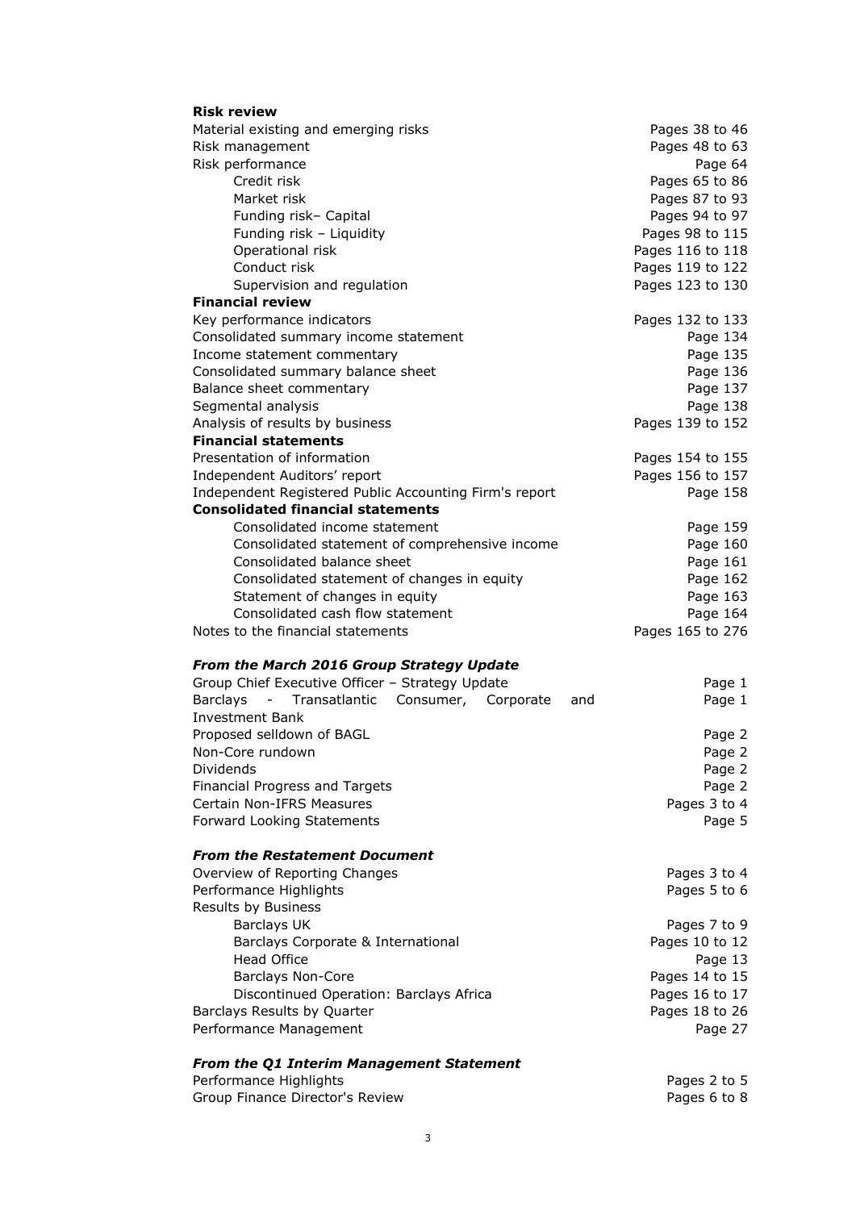**Risk review**

| | |
|---|---|
| Material existing and emerging risks | Pages 38 to 46 |
| Risk management | Pages 48 to 63 |
| Risk performance | Page 64 |
| Credit risk | Pages 65 to 86 |
| Market risk | Pages 87 to 93 |
| Funding risk– Capital | Pages 94 to 97 |
| Funding risk – Liquidity | Pages 98 to 115 |
| Operational risk | Pages 116 to 118 |
| Conduct risk | Pages 119 to 122 |
| Supervision and regulation | Pages 123 to 130 |

**Financial review**

| | |
|---|---|
| Key performance indicators | Pages 132 to 133 |
| Consolidated summary income statement | Page 134 |
| Income statement commentary | Page 135 |
| Consolidated summary balance sheet | Page 136 |
| Balance sheet commentary | Page 137 |
| Segmental analysis | Page 138 |
| Analysis of results by business | Pages 139 to 152 |

**Financial statements**

| | |
|---|---|
| Presentation of information | Pages 154 to 155 |
| Independent Auditors' report | Pages 156 to 157 |
| Independent Registered Public Accounting Firm's report | Page 158 |

**Consolidated financial statements**

| | |
|---|---|
| Consolidated income statement | Page 159 |
| Consolidated statement of comprehensive income | Page 160 |
| Consolidated balance sheet | Page 161 |
| Consolidated statement of changes in equity | Page 162 |
| Statement of changes in equity | Page 163 |
| Consolidated cash flow statement | Page 164 |
| Notes to the financial statements | Pages 165 to 276 |

***From the March 2016 Group Strategy Update***

| | |
|---|---|
| Group Chief Executive Officer – Strategy Update | Page 1 |
| Barclays - Transatlantic Consumer, Corporate and Investment Bank | Page 1 |
| Proposed selldown of BAGL | Page 2 |
| Non-Core rundown | Page 2 |
| Dividends | Page 2 |
| Financial Progress and Targets | Page 2 |
| Certain Non-IFRS Measures | Pages 3 to 4 |
| Forward Looking Statements | Page 5 |

***From the Restatement Document***

| | |
|---|---|
| Overview of Reporting Changes | Pages 3 to 4 |
| Performance Highlights | Pages 5 to 6 |
| Results by Business | |
| Barclays UK | Pages 7 to 9 |
| Barclays Corporate & International | Pages 10 to 12 |
| Head Office | Page 13 |
| Barclays Non-Core | Pages 14 to 15 |
| Discontinued Operation: Barclays Africa | Pages 16 to 17 |
| Barclays Results by Quarter | Pages 18 to 26 |
| Performance Management | Page 27 |

***From the Q1 Interim Management Statement***

| | |
|---|---|
| Performance Highlights | Pages 2 to 5 |
| Group Finance Director's Review | Pages 6 to 8 |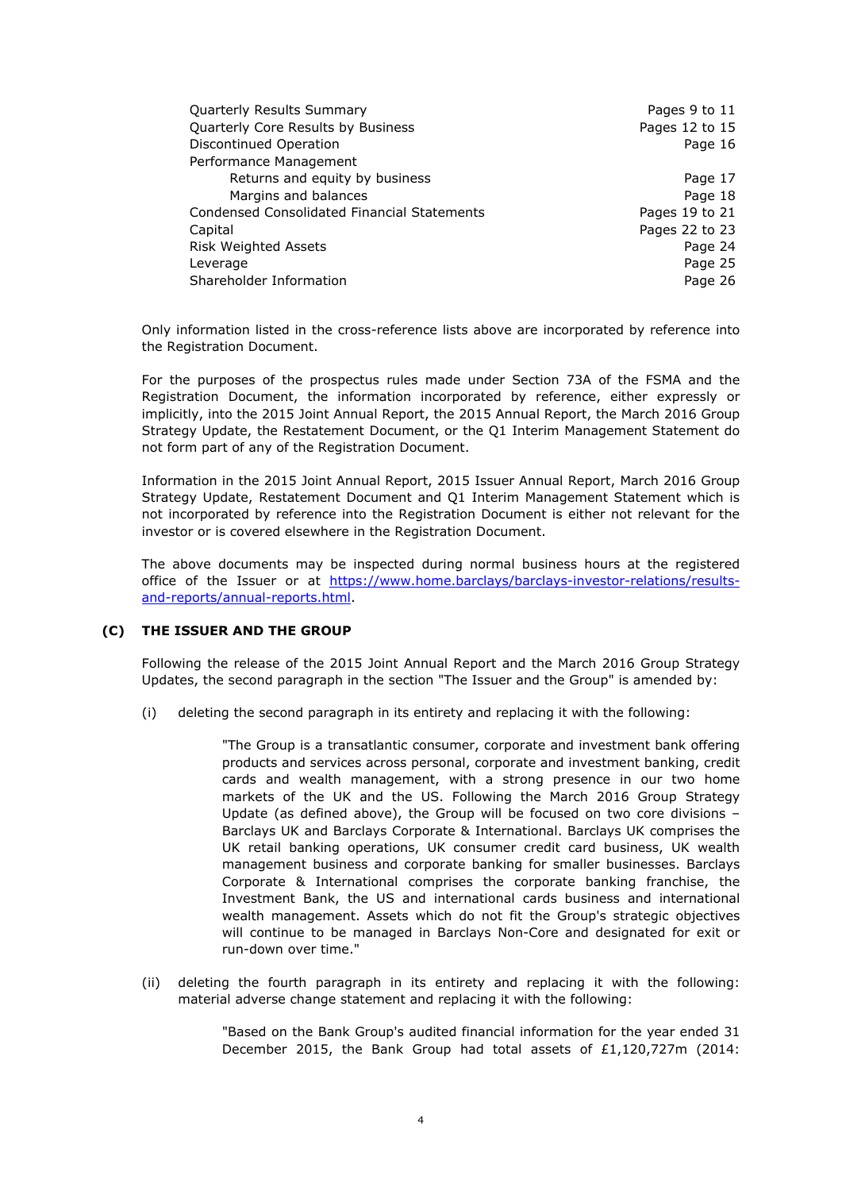| | |
|---|---|
| Quarterly Results Summary | Pages 9 to 11 |
| Quarterly Core Results by Business | Pages 12 to 15 |
| Discontinued Operation | Page 16 |
| Performance Management | |
| Returns and equity by business | Page 17 |
| Margins and balances | Page 18 |
| Condensed Consolidated Financial Statements | Pages 19 to 21 |
| Capital | Pages 22 to 23 |
| Risk Weighted Assets | Page 24 |
| Leverage | Page 25 |
| Shareholder Information | Page 26 |

Only information listed in the cross-reference lists above are incorporated by reference into the Registration Document.

For the purposes of the prospectus rules made under Section 73A of the FSMA and the Registration Document, the information incorporated by reference, either expressly or implicitly, into the 2015 Joint Annual Report, the 2015 Annual Report, the March 2016 Group Strategy Update, the Restatement Document, or the Q1 Interim Management Statement do not form part of any of the Registration Document.

Information in the 2015 Joint Annual Report, 2015 Issuer Annual Report, March 2016 Group Strategy Update, Restatement Document and Q1 Interim Management Statement which is not incorporated by reference into the Registration Document is either not relevant for the investor or is covered elsewhere in the Registration Document.

The above documents may be inspected during normal business hours at the registered office of the Issuer or at https://www.home.barclays/barclays-investor-relations/results-and-reports/annual-reports.html.

## (C) THE ISSUER AND THE GROUP

Following the release of the 2015 Joint Annual Report and the March 2016 Group Strategy Updates, the second paragraph in the section "The Issuer and the Group" is amended by:

(i) deleting the second paragraph in its entirety and replacing it with the following:

> "The Group is a transatlantic consumer, corporate and investment bank offering products and services across personal, corporate and investment banking, credit cards and wealth management, with a strong presence in our two home markets of the UK and the US. Following the March 2016 Group Strategy Update (as defined above), the Group will be focused on two core divisions – Barclays UK and Barclays Corporate & International. Barclays UK comprises the UK retail banking operations, UK consumer credit card business, UK wealth management business and corporate banking for smaller businesses. Barclays Corporate & International comprises the corporate banking franchise, the Investment Bank, the US and international cards business and international wealth management. Assets which do not fit the Group's strategic objectives will continue to be managed in Barclays Non-Core and designated for exit or run-down over time."

(ii) deleting the fourth paragraph in its entirety and replacing it with the following: material adverse change statement and replacing it with the following:

> "Based on the Bank Group's audited financial information for the year ended 31 December 2015, the Bank Group had total assets of £1,120,727m (2014: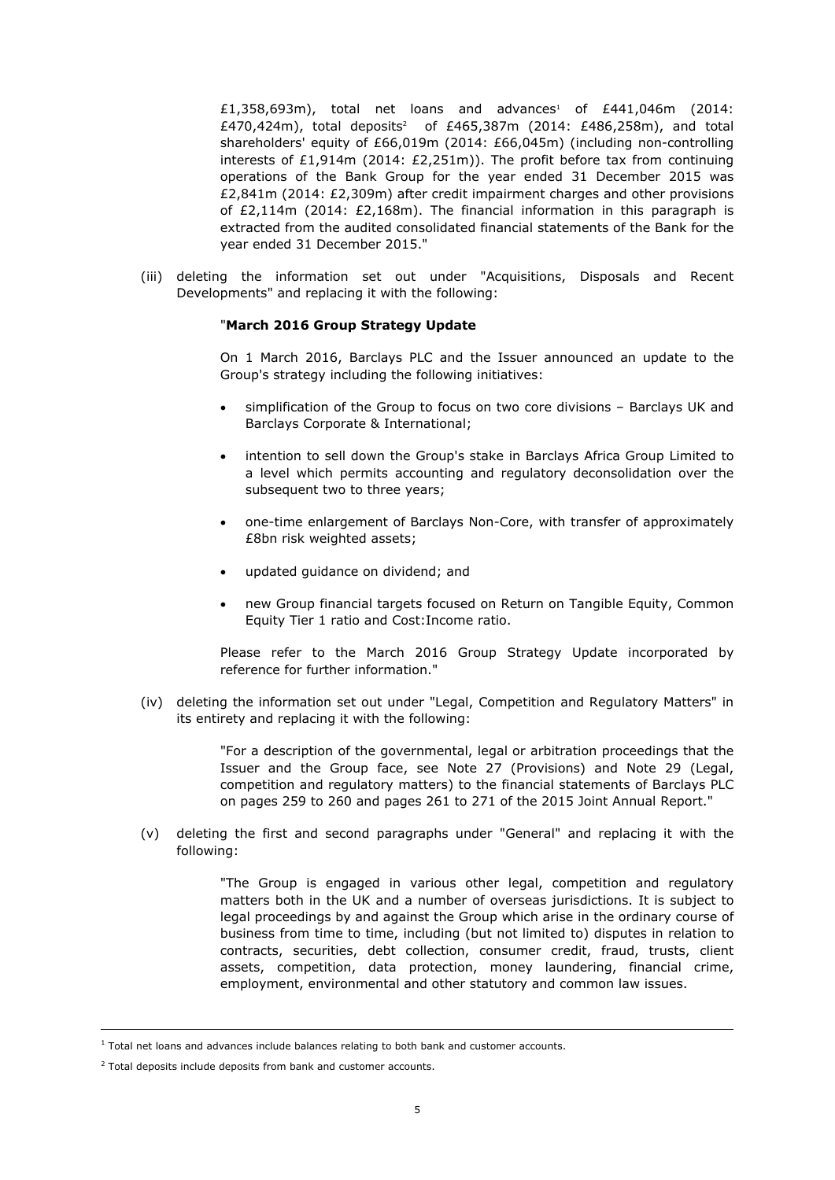£1,358,693m), total net loans and advances[1] of £441,046m (2014: £470,424m), total deposits[2] of £465,387m (2014: £486,258m), and total shareholders' equity of £66,019m (2014: £66,045m) (including non-controlling interests of £1,914m (2014: £2,251m)). The profit before tax from continuing operations of the Bank Group for the year ended 31 December 2015 was £2,841m (2014: £2,309m) after credit impairment charges and other provisions of £2,114m (2014: £2,168m). The financial information in this paragraph is extracted from the audited consolidated financial statements of the Bank for the year ended 31 December 2015."

(iii) deleting the information set out under "Acquisitions, Disposals and Recent Developments" and replacing it with the following:

"**March 2016 Group Strategy Update**

On 1 March 2016, Barclays PLC and the Issuer announced an update to the Group's strategy including the following initiatives:

- simplification of the Group to focus on two core divisions – Barclays UK and Barclays Corporate & International;
- intention to sell down the Group's stake in Barclays Africa Group Limited to a level which permits accounting and regulatory deconsolidation over the subsequent two to three years;
- one-time enlargement of Barclays Non-Core, with transfer of approximately £8bn risk weighted assets;
- updated guidance on dividend; and
- new Group financial targets focused on Return on Tangible Equity, Common Equity Tier 1 ratio and Cost:Income ratio.

Please refer to the March 2016 Group Strategy Update incorporated by reference for further information."

(iv) deleting the information set out under "Legal, Competition and Regulatory Matters" in its entirety and replacing it with the following:

"For a description of the governmental, legal or arbitration proceedings that the Issuer and the Group face, see Note 27 (Provisions) and Note 29 (Legal, competition and regulatory matters) to the financial statements of Barclays PLC on pages 259 to 260 and pages 261 to 271 of the 2015 Joint Annual Report."

(v) deleting the first and second paragraphs under "General" and replacing it with the following:

"The Group is engaged in various other legal, competition and regulatory matters both in the UK and a number of overseas jurisdictions. It is subject to legal proceedings by and against the Group which arise in the ordinary course of business from time to time, including (but not limited to) disputes in relation to contracts, securities, debt collection, consumer credit, fraud, trusts, client assets, competition, data protection, money laundering, financial crime, employment, environmental and other statutory and common law issues.

---

[1] Total net loans and advances include balances relating to both bank and customer accounts.

[2] Total deposits include deposits from bank and customer accounts.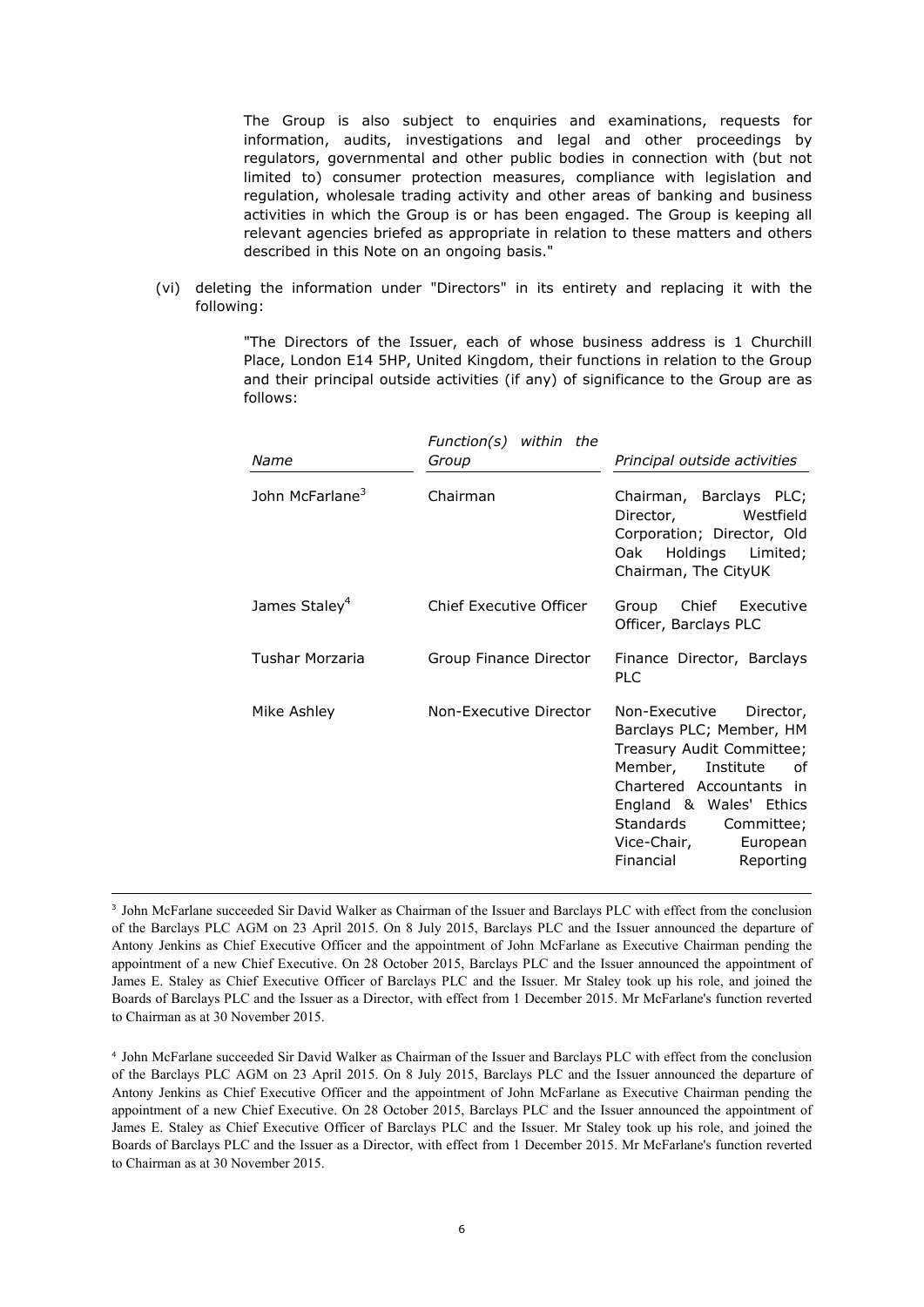The Group is also subject to enquiries and examinations, requests for information, audits, investigations and legal and other proceedings by regulators, governmental and other public bodies in connection with (but not limited to) consumer protection measures, compliance with legislation and regulation, wholesale trading activity and other areas of banking and business activities in which the Group is or has been engaged. The Group is keeping all relevant agencies briefed as appropriate in relation to these matters and others described in this Note on an ongoing basis."

(vi) deleting the information under "Directors" in its entirety and replacing it with the following:

"The Directors of the Issuer, each of whose business address is 1 Churchill Place, London E14 5HP, United Kingdom, their functions in relation to the Group and their principal outside activities (if any) of significance to the Group are as follows:

| *Name* | *Function(s) within the Group* | *Principal outside activities* |
|---|---|---|
| John McFarlane[3] | Chairman | Chairman, Barclays PLC; Director, Westfield Corporation; Director, Old Oak Holdings Limited; Chairman, The CityUK |
| James Staley[4] | Chief Executive Officer | Group Chief Executive Officer, Barclays PLC |
| Tushar Morzaria | Group Finance Director | Finance Director, Barclays PLC |
| Mike Ashley | Non-Executive Director | Non-Executive Director, Barclays PLC; Member, HM Treasury Audit Committee; Member, Institute of Chartered Accountants in England & Wales' Ethics Standards Committee; Vice-Chair, European Financial Reporting |

[3] John McFarlane succeeded Sir David Walker as Chairman of the Issuer and Barclays PLC with effect from the conclusion of the Barclays PLC AGM on 23 April 2015. On 8 July 2015, Barclays PLC and the Issuer announced the departure of Antony Jenkins as Chief Executive Officer and the appointment of John McFarlane as Executive Chairman pending the appointment of a new Chief Executive. On 28 October 2015, Barclays PLC and the Issuer announced the appointment of James E. Staley as Chief Executive Officer of Barclays PLC and the Issuer. Mr Staley took up his role, and joined the Boards of Barclays PLC and the Issuer as a Director, with effect from 1 December 2015. Mr McFarlane's function reverted to Chairman as at 30 November 2015.

[4] John McFarlane succeeded Sir David Walker as Chairman of the Issuer and Barclays PLC with effect from the conclusion of the Barclays PLC AGM on 23 April 2015. On 8 July 2015, Barclays PLC and the Issuer announced the departure of Antony Jenkins as Chief Executive Officer and the appointment of John McFarlane as Executive Chairman pending the appointment of a new Chief Executive. On 28 October 2015, Barclays PLC and the Issuer announced the appointment of James E. Staley as Chief Executive Officer of Barclays PLC and the Issuer. Mr Staley took up his role, and joined the Boards of Barclays PLC and the Issuer as a Director, with effect from 1 December 2015. Mr McFarlane's function reverted to Chairman as at 30 November 2015.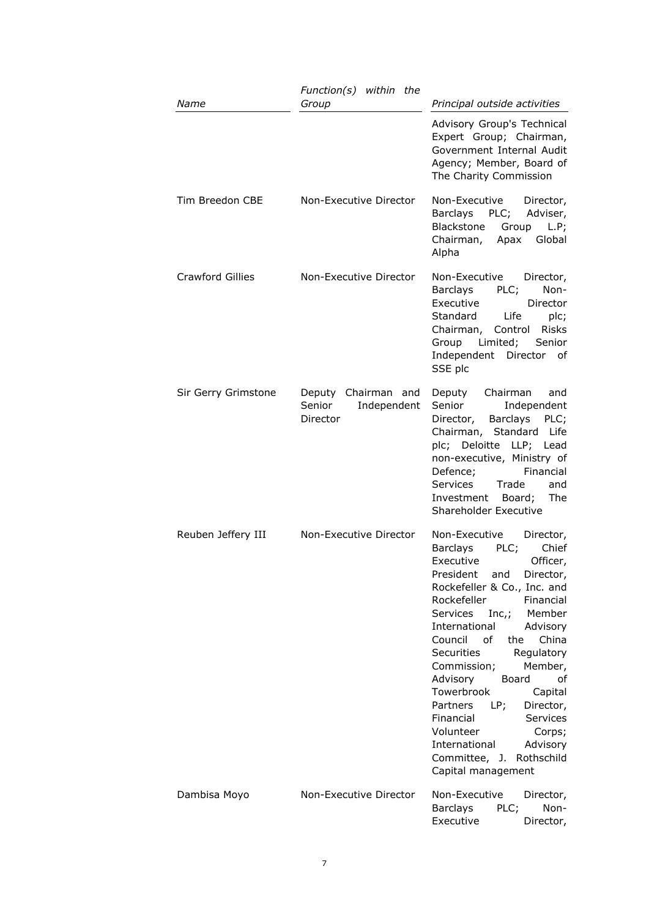| *Name* | *Function(s) within the Group* | *Principal outside activities* |
|---|---|---|
| | | Advisory Group's Technical Expert Group; Chairman, Government Internal Audit Agency; Member, Board of The Charity Commission |
| Tim Breedon CBE | Non-Executive Director | Non-Executive Director, Barclays PLC; Adviser, Blackstone Group L.P; Chairman, Apax Global Alpha |
| Crawford Gillies | Non-Executive Director | Non-Executive Director, Barclays PLC; Non-Executive Director Standard Life plc; Chairman, Control Risks Group Limited; Senior Independent Director of SSE plc |
| Sir Gerry Grimstone | Deputy Chairman and Senior Independent Director | Deputy Chairman and Senior Independent Director, Barclays PLC; Chairman, Standard Life plc; Deloitte LLP; Lead non-executive, Ministry of Defence; Financial Services Trade and Investment Board; The Shareholder Executive |
| Reuben Jeffery III | Non-Executive Director | Non-Executive Director, Barclays PLC; Chief Executive Officer, President and Director, Rockefeller & Co., Inc. and Rockefeller Financial Services Inc,; Member International Advisory Council of the China Securities Regulatory Commission; Member, Advisory Board of Towerbrook Capital Partners LP; Director, Financial Services Volunteer Corps; International Advisory Committee, J. Rothschild Capital management |
| Dambisa Moyo | Non-Executive Director | Non-Executive Director, Barclays PLC; Non-Executive Director, |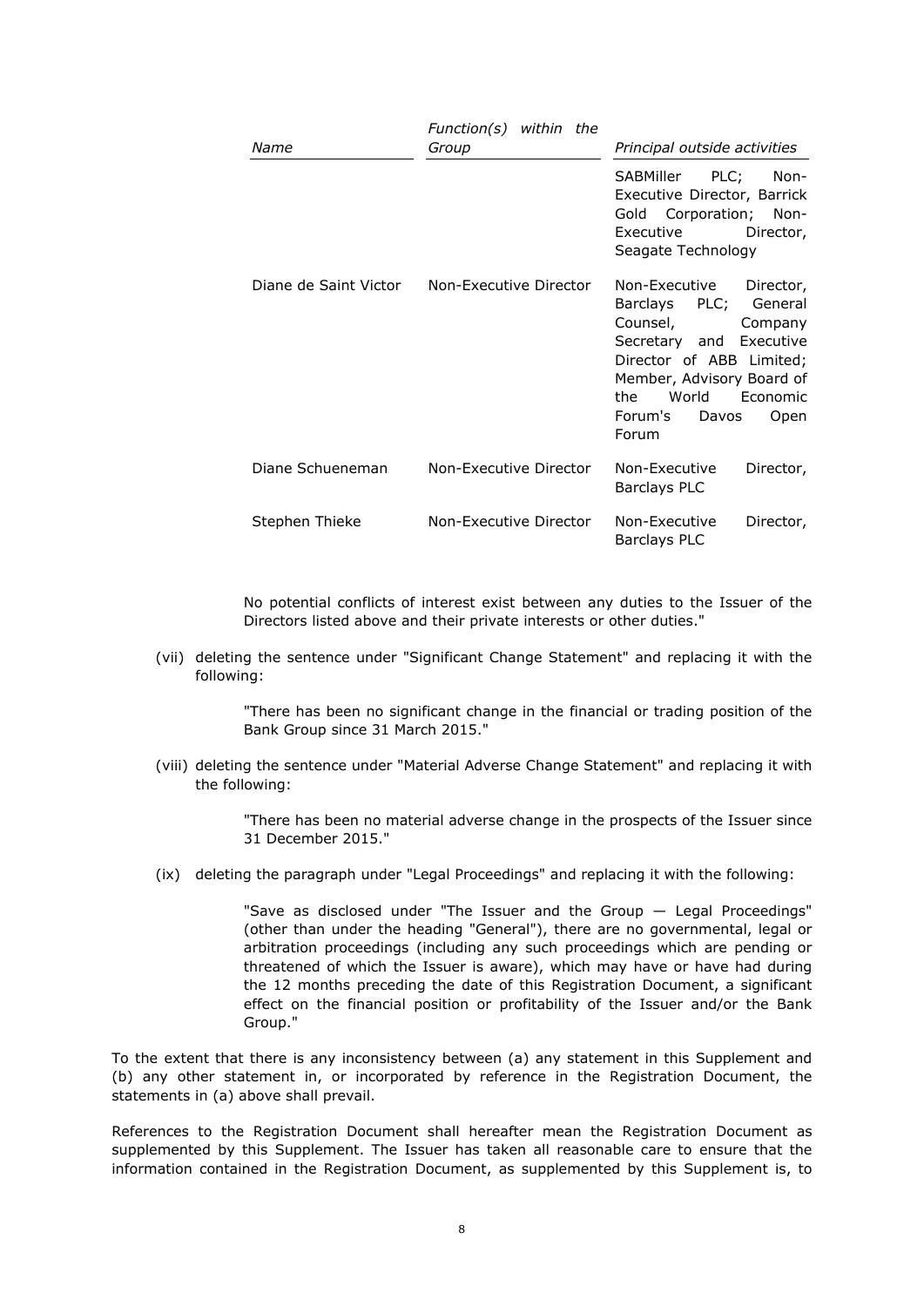| *Name* | *Function(s) within the Group* | *Principal outside activities* |
|---|---|---|
| | | SABMiller PLC; Non-Executive Director, Barrick Gold Corporation; Non-Executive Director, Seagate Technology |
| Diane de Saint Victor | Non-Executive Director | Non-Executive Director, Barclays PLC; General Counsel, Company Secretary and Executive Director of ABB Limited; Member, Advisory Board of the World Economic Forum's Davos Open Forum |
| Diane Schueneman | Non-Executive Director | Non-Executive Director, Barclays PLC |
| Stephen Thieke | Non-Executive Director | Non-Executive Director, Barclays PLC |

No potential conflicts of interest exist between any duties to the Issuer of the Directors listed above and their private interests or other duties."

(vii) deleting the sentence under "Significant Change Statement" and replacing it with the following:

> "There has been no significant change in the financial or trading position of the Bank Group since 31 March 2015."

(viii) deleting the sentence under "Material Adverse Change Statement" and replacing it with the following:

> "There has been no material adverse change in the prospects of the Issuer since 31 December 2015."

(ix) deleting the paragraph under "Legal Proceedings" and replacing it with the following:

> "Save as disclosed under "The Issuer and the Group — Legal Proceedings" (other than under the heading "General"), there are no governmental, legal or arbitration proceedings (including any such proceedings which are pending or threatened of which the Issuer is aware), which may have or have had during the 12 months preceding the date of this Registration Document, a significant effect on the financial position or profitability of the Issuer and/or the Bank Group."

To the extent that there is any inconsistency between (a) any statement in this Supplement and (b) any other statement in, or incorporated by reference in the Registration Document, the statements in (a) above shall prevail.

References to the Registration Document shall hereafter mean the Registration Document as supplemented by this Supplement. The Issuer has taken all reasonable care to ensure that the information contained in the Registration Document, as supplemented by this Supplement is, to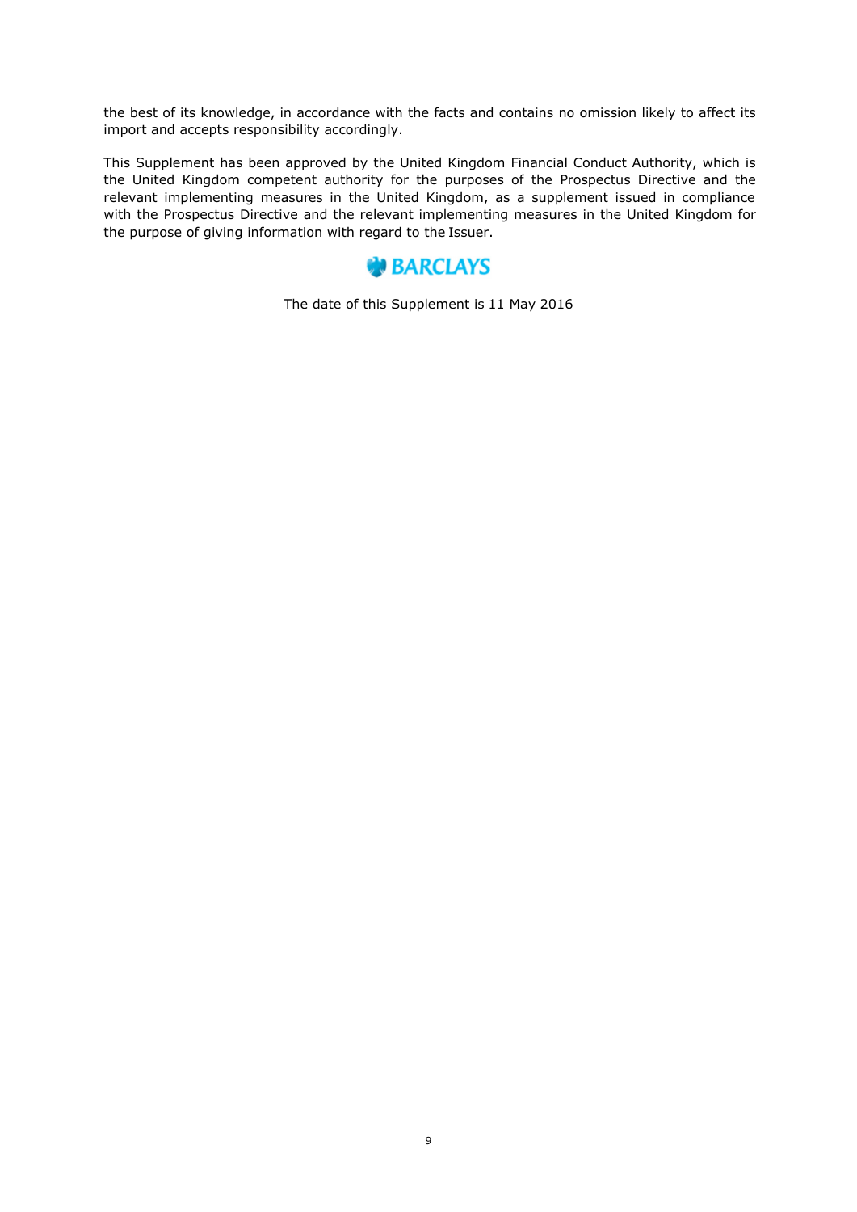the best of its knowledge, in accordance with the facts and contains no omission likely to affect its import and accepts responsibility accordingly.

This Supplement has been approved by the United Kingdom Financial Conduct Authority, which is the United Kingdom competent authority for the purposes of the Prospectus Directive and the relevant implementing measures in the United Kingdom, as a supplement issued in compliance with the Prospectus Directive and the relevant implementing measures in the United Kingdom for the purpose of giving information with regard to the Issuer.

BARCLAYS

The date of this Supplement is 11 May 2016